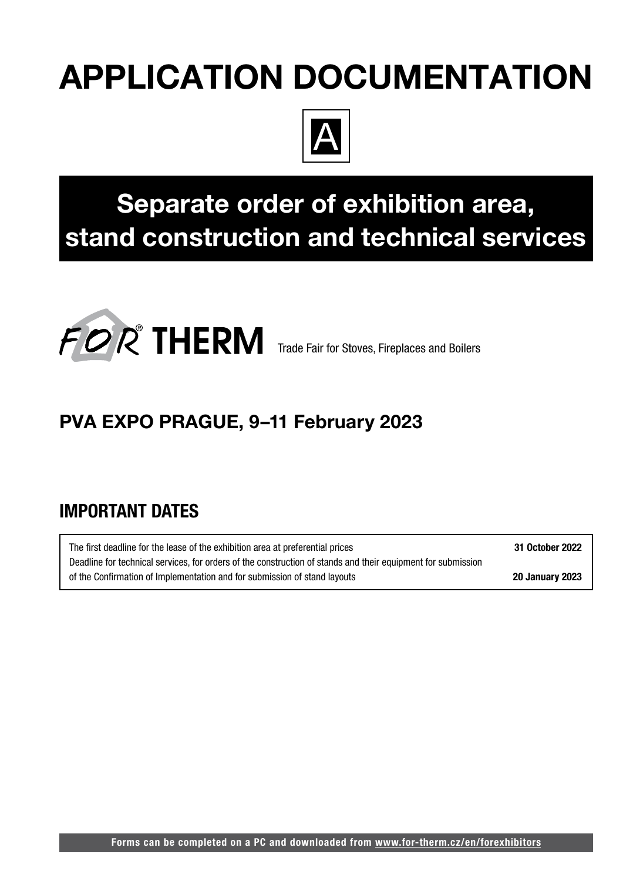# APPLICATION DOCUMENTATION

A

## Separate order of exhibition area, stand construction and technical services

FOR® THERM Trade Fair for Stoves, Fireplaces and Boilers

## PVA EXPO PRAGUE, 9–11 February 2023

## IMPORTANT DATES

| | |
|---|---|
| The first deadline for the lease of the exhibition area at preferential prices | **31 October 2022** |
| Deadline for technical services, for orders of the construction of stands and their equipment for submission of the Confirmation of Implementation and for submission of stand layouts | **20 January 2023** |

**Forms can be completed on a PC and downloaded from www.for-therm.cz/en/forexhibitors**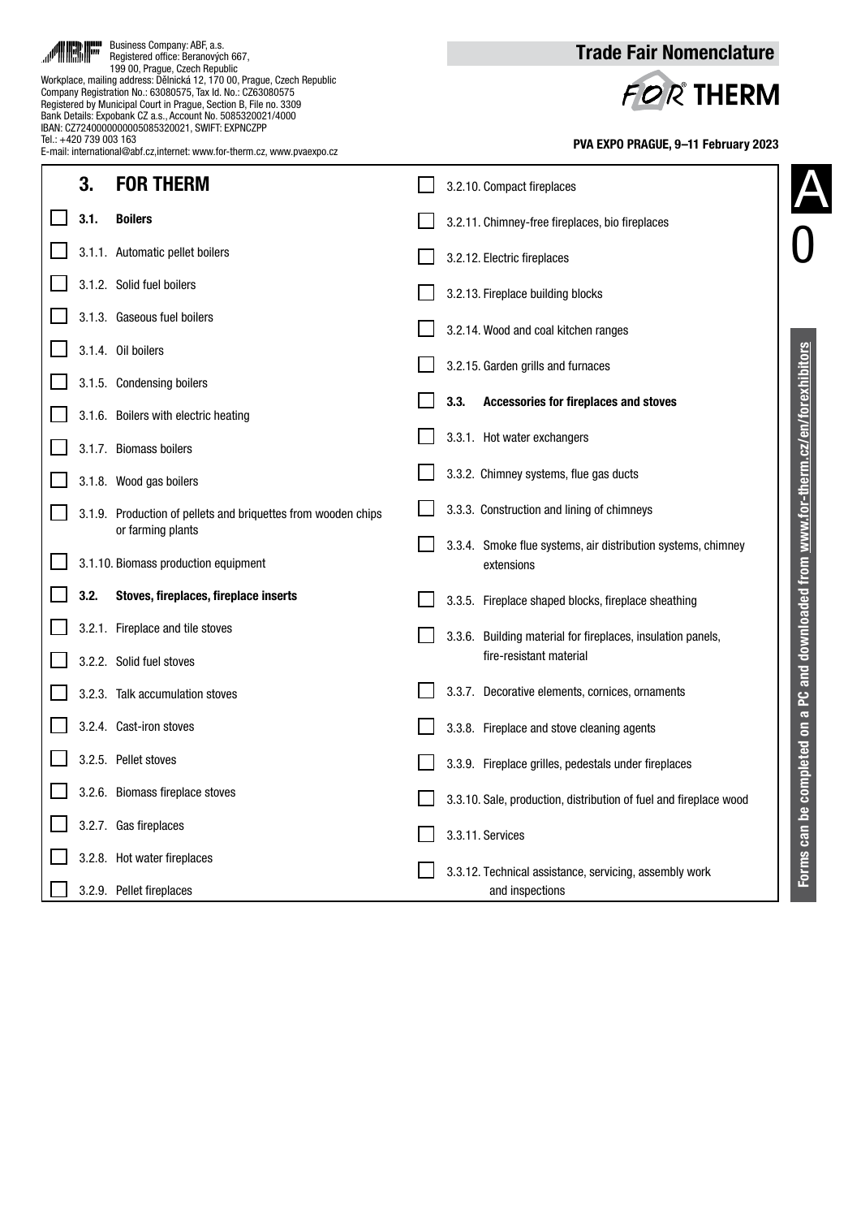Business Company: ABF, a.s.
Registered office: Beranových 667,
199 00, Prague, Czech Republic
Workplace, mailing address: Dělnická 12, 170 00, Prague, Czech Republic
Company Registration No.: 63080575, Tax Id. No.: CZ63080575
Registered by Municipal Court in Prague, Section B, File no. 3309
Bank Details: Expobank CZ a.s., Account No. 5085320021/4000
IBAN: CZ7240000000005085320021, SWIFT: EXPNCZPP
Tel.: +420 739 003 163
E-mail: international@abf.cz,internet: www.for-therm.cz, www.pvaexpo.cz

# Trade Fair Nomenclature

FOR THERM

**PVA EXPO PRAGUE, 9–11 February 2023**

A 0

## 3. FOR THERM

- ☐ **3.1. Boilers**
- ☐ 3.1.1. Automatic pellet boilers
- ☐ 3.1.2. Solid fuel boilers
- ☐ 3.1.3. Gaseous fuel boilers
- ☐ 3.1.4. Oil boilers
- ☐ 3.1.5. Condensing boilers
- ☐ 3.1.6. Boilers with electric heating
- ☐ 3.1.7. Biomass boilers
- ☐ 3.1.8. Wood gas boilers
- ☐ 3.1.9. Production of pellets and briquettes from wooden chips or farming plants
- ☐ 3.1.10. Biomass production equipment
- ☐ **3.2. Stoves, fireplaces, fireplace inserts**
- ☐ 3.2.1. Fireplace and tile stoves
- ☐ 3.2.2. Solid fuel stoves
- ☐ 3.2.3. Talk accumulation stoves
- ☐ 3.2.4. Cast-iron stoves
- ☐ 3.2.5. Pellet stoves
- ☐ 3.2.6. Biomass fireplace stoves
- ☐ 3.2.7. Gas fireplaces
- ☐ 3.2.8. Hot water fireplaces
- ☐ 3.2.9. Pellet fireplaces
- ☐ 3.2.10. Compact fireplaces
- ☐ 3.2.11. Chimney-free fireplaces, bio fireplaces
- ☐ 3.2.12. Electric fireplaces
- ☐ 3.2.13. Fireplace building blocks
- ☐ 3.2.14. Wood and coal kitchen ranges
- ☐ 3.2.15. Garden grills and furnaces
- ☐ **3.3. Accessories for fireplaces and stoves**
- ☐ 3.3.1. Hot water exchangers
- ☐ 3.3.2. Chimney systems, flue gas ducts
- ☐ 3.3.3. Construction and lining of chimneys
- ☐ 3.3.4. Smoke flue systems, air distribution systems, chimney extensions
- ☐ 3.3.5. Fireplace shaped blocks, fireplace sheathing
- ☐ 3.3.6. Building material for fireplaces, insulation panels, fire-resistant material
- ☐ 3.3.7. Decorative elements, cornices, ornaments
- ☐ 3.3.8. Fireplace and stove cleaning agents
- ☐ 3.3.9. Fireplace grilles, pedestals under fireplaces
- ☐ 3.3.10. Sale, production, distribution of fuel and fireplace wood
- ☐ 3.3.11. Services
- ☐ 3.3.12. Technical assistance, servicing, assembly work and inspections

Forms can be completed on a PC and downloaded from www.for-therm.cz/en/forexhibitors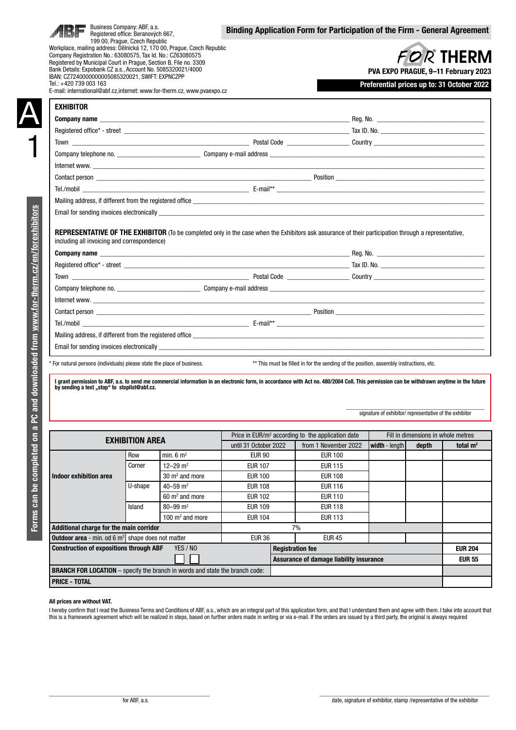Business Company: ABF, a.s.
Registered office: Beranových 667,
199 00, Prague, Czech Republic
Workplace, mailing address: Dělnická 12, 170 00, Prague, Czech Republic
Company Registration No.: 63080575, Tax Id. No.: CZ63080575
Registered by Municipal Court in Prague, Section B, File no. 3309
Bank Details: Expobank CZ a.s., Account No. 5085320021/4000
IBAN: CZ7240000000005085320021, SWIFT: EXPNCZPP
Tel.: +420 739 003 163
E-mail: international@abf.cz,internet: www.for-therm.cz, www.pvaexpo.cz

## Binding Application Form for Participation of the Firm - General Agreement

**FOR® THERM**

**PVA EXPO PRAGUE, 9–11 February 2023**

**Preferential prices up to: 31 October 2022**

A 1

Forms can be completed on a PC and downloaded from www.for-therm.cz/en/forexhibitors

### EXHIBITOR

**Company name** ______________________ Reg. No. ______________________

Registered office* - street ______________________ Tax ID. No. ______________________

Town ______________________ Postal Code ______________________ Country ______________________

Company telephone no. ______________________ Company e-mail address ______________________

Internet www. ______________________

Contact person ______________________ Position ______________________

Tel./mobil ______________________ E-mail** ______________________

Mailing address, if different from the registered office ______________________

Email for sending invoices electronically ______________________

**REPRESENTATIVE OF THE EXHIBITOR** (To be completed only in the case when the Exhibitors ask assurance of their participation through a representative, including all invoicing and correspondence)

**Company name** ______________________ Reg. No. ______________________

Registered office* - street ______________________ Tax ID. No. ______________________

Town ______________________ Postal Code ______________________ Country ______________________

Company telephone no. ______________________ Company e-mail address ______________________

Internet www. ______________________

Contact person ______________________ Position ______________________

Tel./mobil ______________________ E-mail** ______________________

Mailing address, if different from the registered office ______________________

Email for sending invoices electronically ______________________

\* For natural persons (individuals) please state the place of business.

\*\* This must be filled in for the sending of the position, assembly instructions, etc.

**I grant permission to ABF, a.s. to send me commercial information in an electronic form, in accordance with Act no. 480/2004 Coll. This permission can be withdrawn anytime in the future by sending a text „stop“ to stoplist@abf.cz.**

______________________
signature of exhibitor/ representative of the exhibitor

| EXHIBITION AREA | | | Price in EUR/m² according to the application date | | Fill in dimensions in whole metres | | |
|---|---|---|---|---|---|---|---|
| | | | until 31 October 2022 | from 1 November 2022 | width - length | depth | total m² |
| Indoor exhibition area | Row | min. 6 m² | EUR 90 | EUR 100 | | | |
| | Corner | 12–29 m² | EUR 107 | EUR 115 | | | |
| | | 30 m² and more | EUR 100 | EUR 108 | | | |
| | U-shape | 40–59 m² | EUR 108 | EUR 116 | | | |
| | | 60 m² and more | EUR 102 | EUR 110 | | | |
| | Island | 80–99 m² | EUR 109 | EUR 118 | | | |
| | | 100 m² and more | EUR 104 | EUR 113 | | | |
| **Additional charge for the main corridor** | | | 7% | | | | |
| **Outdoor area** - min. od 6 m² shape does not matter | | | EUR 36 | EUR 45 | | | |
| **Construction of expositions through ABF** YES / NO ☐ ☐ | | | | **Registration fee** | | | **EUR 204** |
| | | | | **Assurance of damage liability insurance** | | | **EUR 55** |
| **BRANCH FOR LOCATION** – specify the branch in words and state the branch code: | | | | | | | |
| **PRICE - TOTAL** | | | | | | | |

**All prices are without VAT.**

I hereby confirm that I read the Business Terms and Conditions of ABF, a.s., which are an integral part of this application form, and that I understand them and agree with them. I take into account that this is a framework agreement which will be realized in steps, based on further orders made in writing or via e-mail. If the orders are issued by a third party, the original is always required

______________________
for ABF, a.s.

______________________
date, signature of exhibitor, stamp /representative of the exhibitor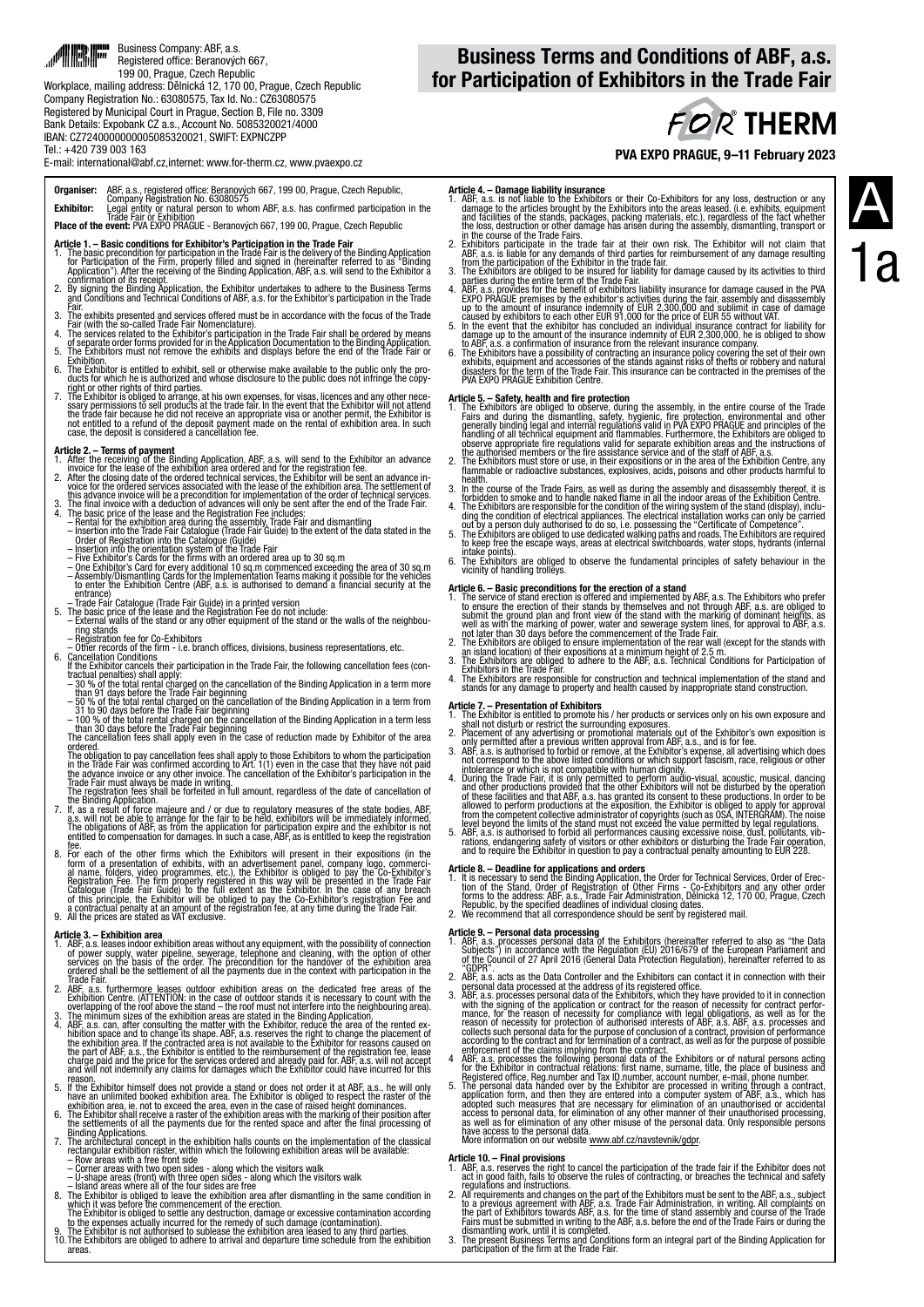Business Company: ABF, a.s.
Registered office: Beranových 667, 199 00, Prague, Czech Republic
Workplace, mailing address: Dělnická 12, 170 00, Prague, Czech Republic
Company Registration No.: 63080575, Tax Id. No.: CZ63080575
Registered by Municipal Court in Prague, Section B, File no. 3309
Bank Details: Expobank CZ a.s., Account No. 5085320021/4000
IBAN: CZ7240000000005085320021, SWIFT: EXPNCZPP
Tel.: +420 739 003 163
E-mail: international@abf.cz,internet: www.for-therm.cz, www.pvaexpo.cz

# Business Terms and Conditions of ABF, a.s. for Participation of Exhibitors in the Trade Fair

FOR THERM

**PVA EXPO PRAGUE, 9–11 February 2023**

A 1a

**Organiser:** ABF, a.s., registered office: Beranových 667, 199 00 Prague, Czech Republic, Company Registration No. 63080575
**Exhibitor:** Legal entity or natural person to whom ABF, a.s. has confirmed participation in the Trade Fair or Exhibition
**Place of the event:** PVA EXPO PRAGUE - Beranových 667, 199 00, Prague, Czech Republic

### Article 1. – Basic conditions for Exhibitor's Participation in the Trade Fair

1. The basic precondition for participation in the Trade Fair is the delivery of the Binding Application for Participation of the Firm, properly filled and signed in (hereinafter referred to as "Binding Application"). After the receiving of the Binding Application, ABF, a.s. will send to the Exhibitor a confirmation of its receipt.
2. By signing the Binding Application, the Exhibitor undertakes to adhere to the Business Terms and Conditions and Technical Conditions of ABF, a.s. for the Exhibitor's participation in the Trade Fair.
3. The exhibits presented and services offered must be in accordance with the focus of the Trade Fair (with the so-called Trade Fair Nomenclature).
4. The services related to the Exhibitor's participation in the Trade Fair shall be ordered by means of separate order forms provided for in the Application Documentation to the Binding Application.
5. The Exhibitors must not remove the exhibits and displays before the end of the Trade Fair or Exhibition.
6. The Exhibitor is entitled to exhibit, sell or otherwise make available to the public only the products for which he is authorized and whose disclosure to the public does not infringe the copyright or other rights of third parties.
7. The Exhibitor is obliged to arrange, at his own expenses, for visas, licences and any other necessary permissions to sell products at the trade fair. In the event that the Exhibitor will not attend the trade fair because he did not receive an appropriate visa or another permit, the Exhibitor is not entitled to a refund of the deposit payment made on the rental of exhibition area. In such case, the deposit is considered a cancellation fee.

### Article 2. – Terms of payment

1. After the receiving of the Binding Application, ABF, a.s. will send to the Exhibitor an advance invoice for the lease of the exhibition area ordered and for the registration fee.
2. After the closing date of the ordered technical services, the Exhibitor will be sent an advance invoice for the ordered services associated with the lease of the exhibition area. The settlement of this advance invoice will be a precondition for implementation of the order of technical services.
3. The final invoice with a deduction of advances will only be sent after the end of the Trade Fair.
4. The basic price of the lease and the Registration Fee includes:
   – Rental for the exhibition area during the assembly, Trade Fair and dismantling
   – Insertion into the Trade Fair Catalogue (Trade Fair Guide) to the extent of the data stated in the Order of Registration into the Catalogue (Guide)
   – Insertion into the orientation system of the Trade Fair
   – Five Exhibitor's Cards for the firms with an ordered area up to 30 sq.m
   – One Exhibitor's Card for every additional 10 sq.m commenced exceeding the area of 30 sq.m
   – Assembly/Dismantling Cards for the Implementation Teams making it possible for the vehicles to enter the Exhibition Centre (ABF, a.s. is authorised to demand a financial security at the entrance)
   – Trade Fair Catalogue (Trade Fair Guide) in a printed version
5. The basic price of the lease and the Registration Fee do not include:
   – External walls of the stand or any other equipment of the stand or the walls of the neighbouring stands
   – Registration fee for Co-Exhibitors
   – Other records of the firm - i.e. branch offices, divisions, business representations, etc.
6. Cancellation Conditions
   If the Exhibitor cancels their participation in the Trade Fair, the following cancellation fees (contractual penalties) shall apply:
   – 30 % of the total rental charged on the cancellation of the Binding Application in a term more than 91 days before the Trade Fair beginning
   – 50 % of the total rental charged on the cancellation of the Binding Application in a term from 31 to 90 days before the Trade Fair beginning
   – 100 % of the total rental charged on the cancellation of the Binding Application in a term less than 30 days before the Trade Fair beginning
   The cancellation fees shall apply even in the case of reduction made by Exhibitor of the area ordered.
   The obligation to pay cancellation fees shall apply to those Exhibitors to whom the participation in the Trade Fair was confirmed according to Art. 1(1) even in the case that they have not paid the advance invoice or any other invoice. The cancellation of the Exhibitor's participation in the Trade Fair must always be made in writing.
   The registration fees shall be forfeited in full amount, regardless of the date of cancellation of the Binding Application.
7. If, as a result of force majeure and / or due to regulatory measures of the state bodies, ABF, a.s. will not be able to arrange for the fair to be held, exhibitors will be immediately informed. The obligations of ABF, a.s. from the application for participation expire and the exhibitor is not entitled to compensation for damages. In such a case, ABF, as is entitled to keep the registration fee.
8. For each of the other firms which the Exhibitors will present in their expositions (in the form of a presentation of exhibits, with an advertisement panel, company logo, commercial name, folders, video programmes, etc.), the Exhibitor is obliged to pay the Co-Exhibitor's Registration Fee. The firm properly registered in this way will be presented in the Trade Fair Catalogue (Trade Fair Guide) to the full extent as the Exhibitor. In the case of any breach of this principle, the Exhibitor will be obliged to pay the Co-Exhibitor's Registration Fee and a contractual penalty at an amount of the registration fee, at any time during the Trade Fair.
9. All the prices are stated as VAT exclusive.

### Article 3. – Exhibition area

1. ABF, a.s. leases indoor exhibition areas without any equipment, with the possibility of connection of power supply, water pipeline, sewerage, telephone and cleaning, with the option of other services on the basis of the order. The precondition for the handover of the exhibition areas ordered shall be the settlement of all the payments due in the context with participation in the Trade Fair.
2. ABF, a.s. furthermore leases outdoor exhibition areas on the dedicated free areas of the Exhibition Centre. (ATTENTION: in the case of outdoor stands it is necessary to count with the overlapping of the roof above the stand – the roof must not interfere into the neighbouring area).
3. The minimum sizes of the exhibition areas are stated in the Binding Application.
4. ABF, a.s. can, after consulting the matter with the Exhibitor, reduce the area of the rented exhibition space and to change its shape. ABF, a.s. reserves the right to change the placement of the exhibition area. If the contracted area is not available to the Exhibitor for reasons caused on the part of ABF, a.s., the Exhibitor is entitled to the reimbursement of the registration fee, lease charge paid and the price for the services ordered and already paid for. ABF, a.s. will not accept and will not indemnify any claims for damages which the Exhibitor could have incurred for this reason.
5. If the Exhibitor himself does not provide a stand or does not order it at ABF, a.s., he will only have an unlimited booked exhibition area. The Exhibitor is obliged to respect the raster of the exhibition area, ie. not to exceed the area, even in the case of raised height dominances.
6. The Exhibitor shall receive a raster of the exhibition areas with the marking of their position after the settlements of all the payments due for the rented space and after the final processing of Binding Applications.
7. The architectural concept in the exhibition halls counts on the implementation of the classical rectangular exhibition raster, within which the following exhibition areas will be available:
   – Row areas with a free front side
   – Corner areas with two open sides - along which the visitors walk
   – U-shape areas (front) with three open sides - along which the visitors walk
   – Island areas where all of the four sides are free
8. The Exhibitor is obliged to leave the exhibition area after dismantling in the same condition in which it was before the commencement of the erection.
   The Exhibitor is obliged to settle any destruction, damage or excessive contamination according to the expenses actually incurred for the remedy of such damage (contamination).
9. The Exhibitor is not authorised to sublease the exhibition area leased to any third parties.
10. The Exhibitors are obliged to adhere to arrival and departure time schedule from the exhibition areas.

### Article 4. – Damage liability insurance

1. ABF, a.s. is not liable to the Exhibitors or their Co-Exhibitors for any loss, destruction or any damage to the articles brought by the Exhibitors into the areas leased. (i.e. exhibits, equipment and facilities of the stands, packages, packing materials, etc.), regardless of the fact whether the loss, destruction or other damage has arisen during the assembly, dismantling, transport or in the course of the Trade Fairs.
2. Exhibitors participate in the trade fair at their own risk. The Exhibitor will not claim that ABF, a.s. is liable for any demands of third parties for reimbursement of any damage resulting from the participation of the Exhibitor in the trade fair.
3. The Exhibitors are obliged to be insured for liability for damage caused by its activities to third parties during the entire term of the Trade Fair.
4. ABF, a.s. provides for the benefit of exhibitors liability insurance for damage caused in the PVA EXPO PRAGUE premises by the exhibitor's activities during the fair, assembly and disassembly up to the amount of insurance indemnity of EUR 2,300,000 and sublimit in case of damage caused by exhibitors to each other EUR 91,000 for the price of EUR 55 without VAT.
5. In the event that the exhibitor has concluded an individual insurance contract for liability for damage up to the amount of the insurance indemnity of EUR 2,300,000, he is obliged to show to ABF, a.s. a confirmation of insurance from the relevant insurance company.
6. The Exhibitors have a possibility of contracting an insurance policy covering the set of their own exhibits, equipment and accessories of the stands against risks of thefts or robbery and natural disasters for the term of the Trade Fair. This insurance can be contracted in the premises of the PVA EXPO PRAGUE Exhibition Centre.

### Article 5. – Safety, health and fire protection

1. The Exhibitors are obliged to observe, during the assembly, in the entire course of the Trade Fairs and during the dismantling, safety, hygienic, fire protection, environmental and other generally binding legal and internal regulations valid in PVA EXPO PRAGUE and principles of the handling of all technical equipment and flammables. Furthermore, the Exhibitors are obliged to observe appropriate fire regulations valid for separate exhibition areas and the instructions of the authorised members or the fire assistance service and of the staff of ABF, a.s.
2. The Exhibitors must not store or use, in their expositions or in the area of the Exhibition Centre, any flammable or radioactive substances, explosives, acids, poisons and other products harmful to health.
3. In the course of the Trade Fairs, as well as during the assembly and disassembly thereof, it is forbidden to smoke and to handle naked flame in all the indoor areas of the Exhibition Centre.
4. The Exhibitors are responsible for the condition of the wiring system of the stand (display), including the condition of electrical appliances. The electrical installation works can only be carried out by a person duly authorised to do so, i.e. possessing the "Certificate of Competence".
5. The Exhibitors are obliged to use dedicated walking paths and roads. The Exhibitors are required to keep free the escape ways, areas at electrical switchboards, water stops, hydrants (internal intake points).
6. The Exhibitors are obliged to observe the fundamental principles of safety behaviour in the vicinity of handling trolleys.

### Article 6. – Basic preconditions for the erection of a stand

1. The service of stand erection is offered and implemented by ABF, a.s. The Exhibitors who prefer to ensure the erection of their stands by themselves and not through ABF, a.s. are obliged to submit the ground plan and front view of the stand with the marking of dominant heights, as well as with the marking of power, water and sewerage system lines, for approval to ABF, a.s. not later than 30 days before the commencement of the Trade Fair.
2. The Exhibitors are obliged to ensure implementation of the rear wall (except for the stands with an island location) of their expositions at a minimum height of 2.5 m.
3. The Exhibitors are obliged to adhere to the ABF, a.s. Technical Conditions for Participation of Exhibitors in the Trade Fair.
4. The Exhibitors are responsible for construction and technical implementation of the stand and stands for any damage to property and health caused by inappropriate stand construction.

### Article 7. – Presentation of Exhibitors

1. The Exhibitor is entitled to promote his / her products or services only on his own exposure and shall not disturb or restrict the surrounding exposures.
2. Placement of any advertising or promotional materials out of the Exhibitor's own exposition is only permitted after a previous written approval from ABF, a.s., and is for fee.
3. ABF, a.s. is authorised to forbid or remove, at the Exhibitor's expense, all advertising which does not correspond to the above listed conditions or which support fascism, race, religious or other intolerance or which is not compatible with human dignity.
4. During the Trade Fair, it is only permitted to perform audio-visual, acoustic, musical, dancing and other productions provided that the other Exhibitors will not be disturbed by the operation of these facilities and that ABF, a.s. has granted its consent to these productions. In order to be allowed to perform productions at the exposition, the Exhibitor is obliged to apply for approval from the competent collective administrator of copyrights (such as OSA, INTERGRAM). The noise level beyond the limits of the stand must not exceed the value permitted by legal regulations.
5. ABF, a.s. is authorised to forbid all performances causing excessive noise, dust, pollutants, vibrations, endangering safety of visitors or other exhibitors or disturbing the Trade Fair operation, and to require the Exhibitor in question to pay a contractual penalty amounting to EUR 228.

### Article 8. – Deadline for applications and orders

1. It is necessary to send the Binding Application, the Order for Technical Services, Order of Erection of the Stand, Order of Registration of Other Firms - Co-Exhibitors and any other order forms to the address: ABF, a.s., Trade Fair Administration, Dělnická 12, 170 00, Prague, Czech Republic, by the specified deadlines of individual closing dates.
2. We recommend that all correspondence should be sent by registered mail.

### Article 9. – Personal data processing

1. ABF, a.s. processes personal data of the Exhibitors (hereinafter referred to also as "the Data Subjects") in accordance with the Regulation (EU) 2016/679 of the European Parliament and of the Council of 27 April 2016 (General Data Protection Regulation), hereinafter referred to as "GDPR".
2. ABF, a.s. acts as the Data Controller and the Exhibitors can contact it in connection with their personal data processed at the address of its registered office.
3. ABF, a.s. processes personal data of the Exhibitors, which they have provided to it in connection with the signing of the application or contract for the reason of necessity for contract performance, for the reason of necessity for compliance with legal obligations, as well as for the reason of necessity for protection of authorised interests of ABF, a.s. ABF, a.s. processes and collects such personal data for the purpose of conclusion of a contract, provision of performance according to the contract and for termination of a contract, as well as for the purpose of possible enforcement of the claims implying from the contract.
4. ABF, a.s. processes the following personal data of the Exhibitors or of natural persons acting for the Exhibitor in contractual relations: first name, surname, title, the place of business and Registered office, Reg.number and Tax ID.number, account number, e-mail, phone number.
5. The personal data handed over by the Exhibitor are processed in writing through a contract, application form, and then they are entered into a computer system of ABF, a.s., which has adopted such measures that are necessary for elimination of an unauthorised or accidental access to personal data, for elimination of any other manner of their unauthorised processing, as well as for elimination of any other misuse of the personal data. Only responsible persons have access to the personal data.
   More information on our website www.abf.cz/navstevnik/gdpr.

### Article 10. – Final provisions

1. ABF, a.s. reserves the right to cancel the participation of the trade fair if the Exhibitor does not act in good faith, fails to observe the rules of contracting, or breaches the technical and safety regulations and instructions.
2. All requirements and changes on the part of the Exhibitors must be sent to the ABF, a.s., subject to a previous agreement with ABF, a.s. Trade Fair Administration, in writing. All complaints on the part of Exhibitors towards ABF, a.s. for the time of stand assembly and course of the Trade Fairs must be submitted in writing to the ABF, a.s. before the end of the Trade Fairs or during the dismantling work, until it is completed.
3. The present Business Terms and Conditions form an integral part of the Binding Application for participation of the firm at the Trade Fair.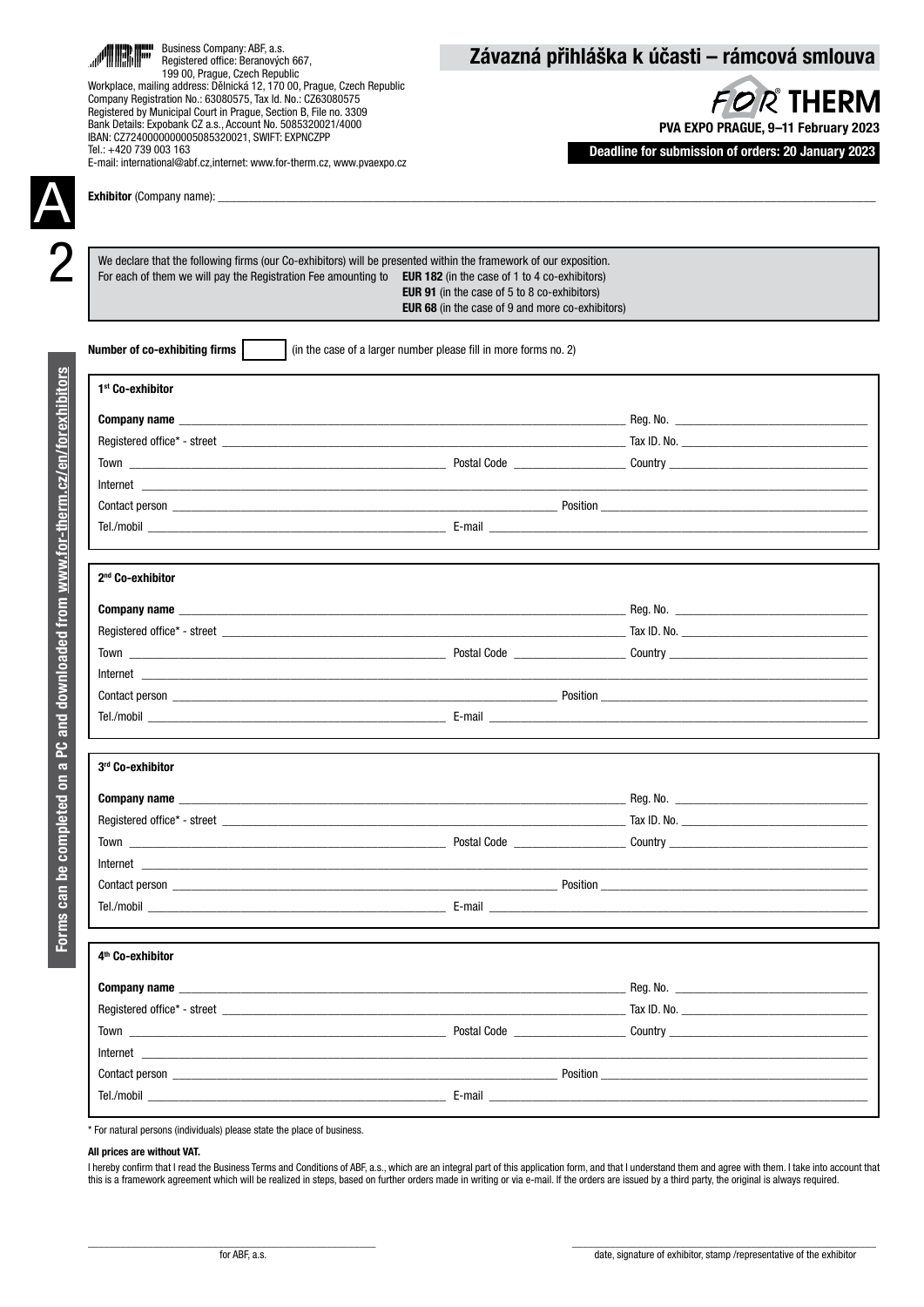Business Company: ABF, a.s.
Registered office: Beranových 667,
199 00, Prague, Czech Republic
Workplace, mailing address: Dělnická 12, 170 00, Prague, Czech Republic
Company Registration No.: 63080575, Tax Id. No.: CZ63080575
Registered by Municipal Court in Prague, Section B, File no. 3309
Bank Details: Expobank CZ a.s., Account No. 5085320021/4000
IBAN: CZ7240000000005085320021, SWIFT: EXPNCZPP
Tel.: +420 739 003 163
E-mail: international@abf.cz,internet: www.for-therm.cz, www.pvaexpo.cz

# Závazná přihláška k účasti – rámcová smlouva

**FOR THERM**

**PVA EXPO PRAGUE, 9–11 February 2023**

**Deadline for submission of orders: 20 January 2023**

# A 2

**Exhibitor** (Company name): ____________________

We declare that the following firms (our Co-exhibitors) will be presented within the framework of our exposition.
For each of them we will pay the Registration Fee amounting to **EUR 182** (in the case of 1 to 4 co-exhibitors)
**EUR 91** (in the case of 5 to 8 co-exhibitors)
**EUR 68** (in the case of 9 and more co-exhibitors)

**Number of co-exhibiting firms** [   ] (in the case of a larger number please fill in more forms no. 2)

### 1st Co-exhibitor

**Company name** ____________________ Reg. No. ____________________
Registered office* - street ____________________ Tax ID. No. ____________________
Town ____________________ Postal Code ____________________ Country ____________________
Internet ____________________
Contact person ____________________ Position ____________________
Tel./mobil ____________________ E-mail ____________________

### 2nd Co-exhibitor

**Company name** ____________________ Reg. No. ____________________
Registered office* - street ____________________ Tax ID. No. ____________________
Town ____________________ Postal Code ____________________ Country ____________________
Internet ____________________
Contact person ____________________ Position ____________________
Tel./mobil ____________________ E-mail ____________________

### 3rd Co-exhibitor

**Company name** ____________________ Reg. No. ____________________
Registered office* - street ____________________ Tax ID. No. ____________________
Town ____________________ Postal Code ____________________ Country ____________________
Internet ____________________
Contact person ____________________ Position ____________________
Tel./mobil ____________________ E-mail ____________________

### 4th Co-exhibitor

**Company name** ____________________ Reg. No. ____________________
Registered office* - street ____________________ Tax ID. No. ____________________
Town ____________________ Postal Code ____________________ Country ____________________
Internet ____________________
Contact person ____________________ Position ____________________
Tel./mobil ____________________ E-mail ____________________

* For natural persons (individuals) please state the place of business.

**All prices are without VAT.**

I hereby confirm that I read the Business Terms and Conditions of ABF, a.s., which are an integral part of this application form, and that I understand them and agree with them. I take into account that this is a framework agreement which will be realized in steps, based on further orders made in writing or via e-mail. If the orders are issued by a third party, the original is always required.

____________________ for ABF, a.s.

____________________ date, signature of exhibitor, stamp /representative of the exhibitor

**Forms can be completed on a PC and downloaded from www.for-therm.cz/en/forexhibitors**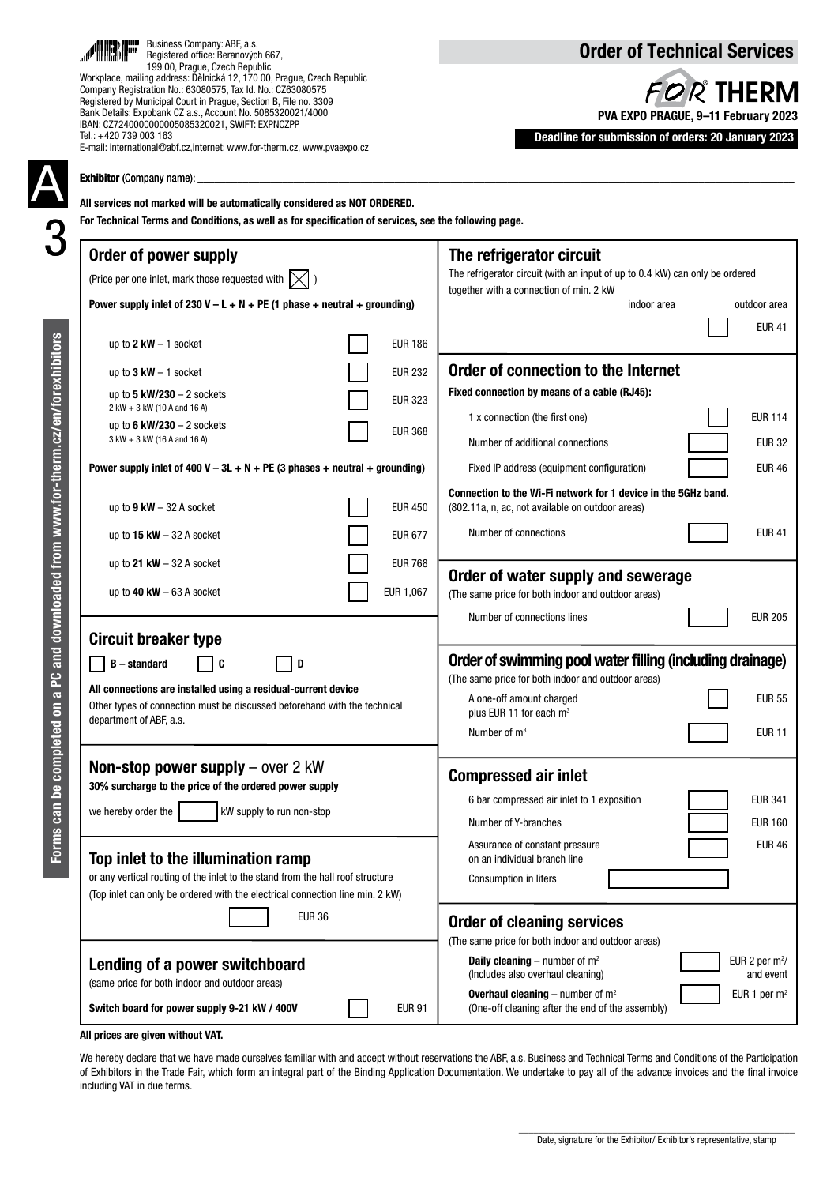Business Company: ABF, a.s.
Registered office: Beranových 667,
199 00, Prague, Czech Republic
Workplace, mailing address: Dělnická 12, 170 00, Prague, Czech Republic
Company Registration No.: 63080575, Tax Id. No.: CZ63080575
Registered by Municipal Court in Prague, Section B, File no. 3309
Bank Details: Expobank CZ a.s., Account No. 5085320021/4000
IBAN: CZ7240000000005085320021, SWIFT: EXPNCZPP
Tel.: +420 739 003 163
E-mail: international@abf.cz,internet: www.for-therm.cz, www.pvaexpo.cz

# Order of Technical Services

**FOR THERM**
**PVA EXPO PRAGUE, 9–11 February 2023**

**Deadline for submission of orders: 20 January 2023**

A 3

**Exhibitor** (Company name): ______________________________

**All services not marked will be automatically considered as NOT ORDERED.**
**For Technical Terms and Conditions, as well as for specification of services, see the following page.**

## Order of power supply

(Price per one inlet, mark those requested with ☒ )

**Power supply inlet of 230 V – L + N + PE (1 phase + neutral + grounding)**

| Item | | Price |
|---|---|---|
| up to **2 kW** – 1 socket | ☐ | EUR 186 |
| up to **3 kW** – 1 socket | ☐ | EUR 232 |
| up to **5 kW/230** – 2 sockets (2 kW + 3 kW (10 A and 16 A)) | ☐ | EUR 323 |
| up to **6 kW/230** – 2 sockets (3 kW + 3 kW (16 A and 16 A)) | ☐ | EUR 368 |

**Power supply inlet of 400 V – 3L + N + PE (3 phases + neutral + grounding)**

| Item | | Price |
|---|---|---|
| up to **9 kW** – 32 A socket | ☐ | EUR 450 |
| up to **15 kW** – 32 A socket | ☐ | EUR 677 |
| up to **21 kW** – 32 A socket | ☐ | EUR 768 |
| up to **40 kW** – 63 A socket | ☐ | EUR 1,067 |

## Circuit breaker type

☐ **B – standard** ☐ **C** ☐ **D**

**All connections are installed using a residual-current device**
Other types of connection must be discussed beforehand with the technical department of ABF, a.s.

## Non-stop power supply – over 2 kW

**30% surcharge to the price of the ordered power supply**

we hereby order the ______ kW supply to run non-stop

## Top inlet to the illumination ramp

or any vertical routing of the inlet to the stand from the hall roof structure
(Top inlet can only be ordered with the electrical connection line min. 2 kW)

______ EUR 36

## Lending of a power switchboard

(same price for both indoor and outdoor areas)

**Switch board for power supply 9-21 kW / 400V** ☐ EUR 91

## The refrigerator circuit

The refrigerator circuit (with an input of up to 0.4 kW) can only be ordered together with a connection of min. 2 kW

| indoor area | outdoor area |
|---|---|
| ☐ | EUR 41 |

## Order of connection to the Internet

**Fixed connection by means of a cable (RJ45):**

| Item | | Price |
|---|---|---|
| 1 x connection (the first one) | ☐ | EUR 114 |
| Number of additional connections | ______ | EUR 32 |
| Fixed IP address (equipment configuration) | ______ | EUR 46 |

**Connection to the Wi-Fi network for 1 device in the 5GHz band.**
(802.11a, n, ac, not available on outdoor areas)

| Item | | Price |
|---|---|---|
| Number of connections | ______ | EUR 41 |

## Order of water supply and sewerage

(The same price for both indoor and outdoor areas)

| Item | | Price |
|---|---|---|
| Number of connections lines | ______ | EUR 205 |

## Order of swimming pool water filling (including drainage)

(The same price for both indoor and outdoor areas)

| Item | | Price |
|---|---|---|
| A one-off amount charged plus EUR 11 for each $m^3$ | ☐ | EUR 55 |
| Number of $m^3$ | ______ | EUR 11 |

## Compressed air inlet

| Item | | Price |
|---|---|---|
| 6 bar compressed air inlet to 1 exposition | ______ | EUR 341 |
| Number of Y-branches | ______ | EUR 160 |
| Assurance of constant pressure on an individual branch line | ______ | EUR 46 |
| Consumption in liters | ______ | |

## Order of cleaning services

(The same price for both indoor and outdoor areas)

| Item | | Price |
|---|---|---|
| **Daily cleaning** – number of $m^2$ (Includes also overhaul cleaning) | ______ | EUR 2 per $m^2$/ and event |
| **Overhaul cleaning** – number of $m^2$ (One-off cleaning after the end of the assembly) | ______ | EUR 1 per $m^2$ |

**All prices are given without VAT.**

We hereby declare that we have made ourselves familiar with and accept without reservations the ABF, a.s. Business and Technical Terms and Conditions of the Participation of Exhibitors in the Trade Fair, which form an integral part of the Binding Application Documentation. We undertake to pay all of the advance invoices and the final invoice including VAT in due terms.

______________________________
Date, signature for the Exhibitor/ Exhibitor's representative, stamp

Forms can be completed on a PC and downloaded from www.for-therm.cz/en/forexhibitors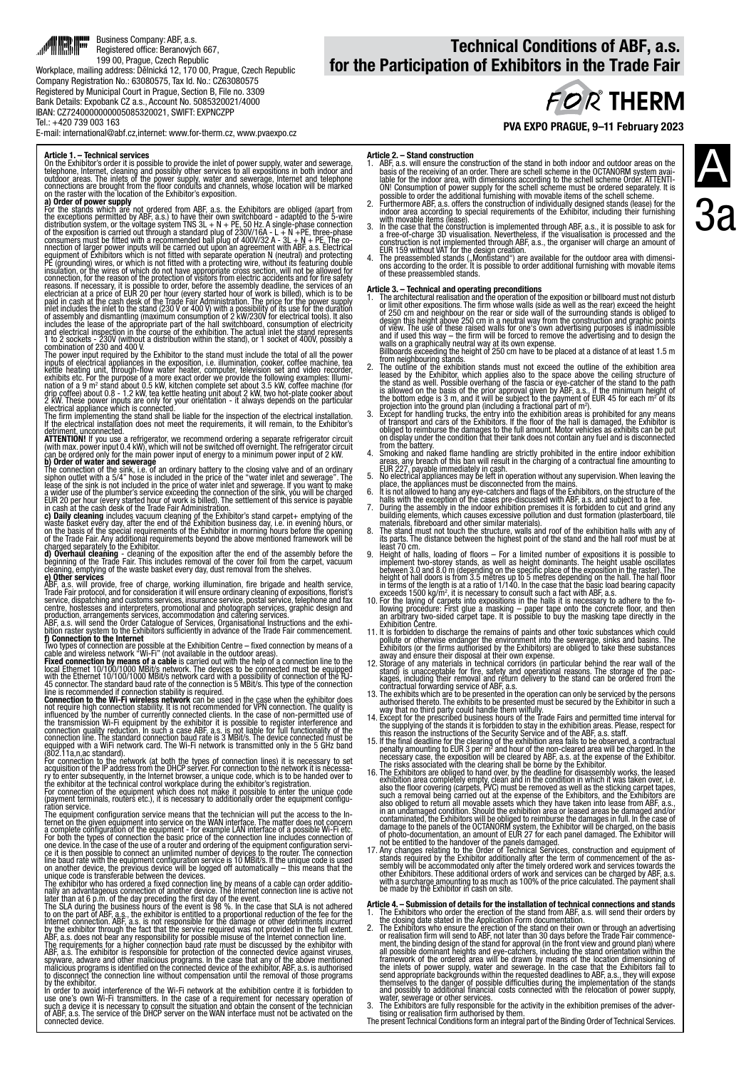Business Company: ABF, a.s.
Registered office: Beranových 667,
199 00, Prague, Czech Republic
Workplace, mailing address: Dělnická 12, 170 00, Prague, Czech Republic
Company Registration No.: 63080575, Tax Id. No.: CZ63080575
Registered by Municipal Court in Prague, Section B, File no. 3309
Bank Details: Expobank CZ a.s., Account No. 5085320021/4000
IBAN: CZ7240000000005085320021, SWIFT: EXPNCZPP
Tel.: +420 739 003 163
E-mail: international@abf.cz,internet: www.for-therm.cz, www.pvaexpo.cz

# Technical Conditions of ABF, a.s. for the Participation of Exhibitors in the Trade Fair

FOR THERM

**PVA EXPO PRAGUE, 9–11 February 2023**

A 3a

### Article 1. – Technical services

On the Exhibitor's order it is possible to provide the inlet of power supply, water and sewerage, telephone, Internet, cleaning and possibly other services to all expositions in both indoor and outdoor areas. The inlets of the power supply, water and sewerage, Internet and telephone connections are brought from the floor conduits and channels, whose location will be marked on the raster with the location of the Exhibitor's exposition.

**a) Order of power supply**

For the stands which are not ordered from ABF, a.s. the Exhibitors are obliged (apart from the exceptions permitted by ABF, a.s.) to have their own switchboard - adapted to the 5-wire distribution system, or the voltage system TNS 3L + N + PE, 50 Hz. A single-phase connection of the exposition is carried out through a standard plug of 230V/16A - L + N +PE, three-phase consumers must be fitted with a recommended ball plug of 400V/32 A - 3L + N + PE. The connection of larger power inputs will be carried out upon an agreement with ABF, a.s. Electrical equipment of Exhibitors which is not fitted with separate operation N (neutral) and protecting PE (grounding) wires, or which is not fitted with a protecting wire, without its featuring double insulation, or the wires of which do not have appropriate cross section, will not be allowed for connection, for the reason of the protection of visitors from electric accidents and for fire safety reasons. If necessary, it is possible to order, before the assembly deadline, the services of an electrician at a price of EUR 20 per hour (every started hour of work is billed), which is to be paid in cash at the cash desk of the Trade Fair Administration. The price for the power supply inlet includes the inlet to the stand (230 V or 400 V) with a possibility of its use for the duration of assembly and dismantling (maximum consumption of 2 kW/230V for electrical tools). It also includes the lease of the appropriate part of the hall switchboard, consumption of electricity and electrical inspection in the course of the exhibition. The actual inlet the stand represents 1 to 2 sockets - 230V (without a distribution within the stand), or 1 socket of 400V, possibly a combination of 230 and 400 V.

The power input required by the Exhibitor to the stand must include the total of all the power inputs of electrical appliances in the exposition, i.e. illumination, cooker, coffee machine, tea kettle heating unit, through-flow water heater, computer, television set and video recorder, exhibits etc. For the purpose of a more exact order we provide the following examples: Illumination of a 9 m² stand about 0.5 kW, kitchen complete set about 3.5 kW, coffee machine (for drip coffee) about 0.8 - 1.2 kW, tea kettle heating unit about 2 kW, two hot-plate cooker about 2 kW. These power inputs are only for your orientation - it always depends on the particular electrical appliance which is connected.

The firm implementing the stand shall be liable for the inspection of the electrical installation. If the electrical installation does not meet the requirements, it will remain, to the Exhibitor's detriment, unconnected.

**ATTENTION!** If you use a refrigerator, we recommend ordering a separate refrigerator circuit (with max. power input 0.4 kW), which will not be switched off overnight. The refrigerator circuit can be ordered only for the main power input of energy to a minimum power input of 2 kW.

**b) Order of water and sewerage**

The connection of the sink, i.e. of an ordinary battery to the closing valve and of an ordinary siphon outlet with a 5/4" hose is included in the price of the "water inlet and sewerage". The lease of the sink is not included in the price of water inlet and sewerage. If you want to make a wider use of the plumber's service exceeding the connection of the sink, you will be charged EUR 20 per hour (every started hour of work is billed). The settlement of this service is payable in cash at the cash desk of the Trade Fair Administration.

**c) Daily cleaning** includes vacuum cleaning of the Exhibitor's stand carpet+ emptying of the waste basket every day, after the end of the Exhibition business day, i.e. in evening hours, or on the basis of the special requirements of the Exhibitor in morning hours before the opening of the Trade Fair. Any additional requirements beyond the above mentioned framework will be charged separately to the Exhibitor.

**d) Overhaul cleaning** - cleaning of the exposition after the end of the assembly before the beginning of the Trade Fair. This includes removal of the cover foil from the carpet, vacuum cleaning, emptying of the waste basket every day, dust removal from the shelves.

**e) Other services**

ABF, a.s. will provide, free of charge, working illumination, fire brigade and health service, Trade Fair protocol, and for consideration it will ensure ordinary cleaning of expositions, florist's service, dispatching and customs services, insurance service, postal service, telephone and fax centre, hostesses and interpreters, promotional and photograph services, graphic design and production, arrangements services, accommodation and catering services.

ABF, a.s. will send the Order Catalogue of Services, Organisational Instructions and the exhibition raster system to the Exhibitors sufficiently in advance of the Trade Fair commencement.

**f) Connection to the Internet**

Two types of connection are possible at the Exhibition Centre – fixed connection by means of a cable and wireless network "Wi-Fi" (not available in the outdoor areas).

**Fixed connection by means of a cable** is carried out with the help of a connection line to the local Ethernet 10/100/1000 MBit/s network. The devices to be connected must be equipped with the Ethernet 10/100/1000 MBit/s network card with a possibility of connection of the RJ-45 connector. The standard baud rate of the connection is 5 MBit/s. This type of the connection line is recommended if connection stability is required.

**Connection to the Wi-Fi wireless network** can be used in the case when the exhibitor does not require high connection stability. It is not recommended for VPN connection. The quality is influenced by the number of currently connected clients. In the case of non-permitted use of the transmission Wi-Fi equipment by the exhibitor it is possible to register interference and connection quality reduction. In such a case ABF, a.s. is not liable for full functionality of the connection line. The standard connection baud rate is 3 MBit/s. The device connected must be equipped with a WiFi network card. The Wi-Fi network is transmitted only in the 5 GHz band (802.11a,n,ac standard).

For connection to the network (at both the types of connection lines) it is necessary to set acquisition of the IP address from the DHCP server. For connection to the network it is necessary to enter subsequently, in the Internet browser, a unique code, which is to be handed over to the exhibitor at the technical control workplace during the exhibitor's registration.

For connection of the equipment which does not make it possible to enter the unique code (payment terminals, routers etc.), it is necessary to additionally order the equipment configuration service.

The equipment configuration service means that the technician will put the access to the Internet on the given equipment into service on the WAN interface. The matter does not concern a complete configuration of the equipment - for example LAN interface of a possible Wi-Fi etc. For both the types of connection the basic price of the connection line includes connection of one device. In the case of the use of a router and ordering of the equipment configuration service it is then possible to connect an unlimited number of devices to the router. The connection line baud rate with the equipment configuration service is 10 MBit/s. If the unique code is used on another device, the previous device will be logged off automatically – this means that the unique code is transferable between the devices.

The exhibitor who has ordered a fixed connection line by means of a cable can order additionally an advantageous connection of another device. The Internet connection line is active not later than at 6 p.m. of the day preceding the first day of the event.

The SLA during the business hours of the event is 98 %. In the case that SLA is not adhered to on the part of ABF, a.s., the exhibitor is entitled to a proportional reduction of the fee for the Internet connection. ABF, a.s. is not responsible for the damage or other detriments incurred by the exhibitor through the fact that the service required was not provided in the full extent. ABF, a.s. does not bear any responsibility for possible misuse of the Internet connection line.

The requirements for a higher connection baud rate must be discussed by the exhibitor with ABF, a.s. The exhibitor is responsible for protection of the connected device against viruses, spyware, adware and other malicious programs. In the case that any of the above mentioned malicious programs is identified on the connected device of the exhibitor, ABF, a.s. is authorised to disconnect the connection line without compensation until the removal of those programs by the exhibitor.

In order to avoid interference of the Wi-Fi network at the exhibition centre it is forbidden to use one's own Wi-Fi transmitters. In the case of a requirement for necessary operation of such a device it is necessary to consult the situation and obtain the consent of the technician of ABF, a.s. The service of the DHCP server on the WAN interface must not be activated on the connected device.

### Article 2. – Stand construction

1. ABF, a.s. will ensure the construction of the stand in both indoor and outdoor areas on the basis of the receiving of an order. There are schell scheme in the OCTANORM system available for the indoor area, with dimensions according to the schell scheme Order. ATTENTION! Consumption of power supply for the schell scheme must be ordered separately. It is possible to order the additional furnishing with movable items of the schell scheme.
2. Furthermore ABF, a.s. offers the construction of individually designed stands (lease) for the indoor area according to special requirements of the Exhibitor, including their furnishing with movable items (lease).
3. In the case that the construction is implemented through ABF, a.s., it is possible to ask for a free-of-charge 3D visualisation. Nevertheless, if the visualisation is processed and the construction is not implemented through ABF, a.s., the organiser will charge an amount of EUR 159 without VAT for the design creation.
4. The preassembled stands („Montistand") are available for the outdoor area with dimensions according to the order. It is possible to order additional furnishing with movable items of these preassembled stands.

### Article 3. – Technical and operating preconditions

1. The architectural realisation and the operation of the exposition or billboard must not disturb or limit other expositions. The firm whose walls (side as well as the rear) exceed the height of 250 cm and neighbour on the rear or side wall of the surrounding stands is obliged to design this height above 250 cm in a neutral way from the construction and graphic points of view. The use of these raised walls for one's own advertising purposes is inadmissible and if used this way – the firm will be forced to remove the advertising and to design the walls on a graphically neutral way at its own expense.
   Billboards exceeding the height of 250 cm have to be placed at a distance of at least 1.5 m from neighbouring stands.
2. The outline of the exhibition stands must not exceed the outline of the exhibition area leased by the Exhibitor, which applies also to the space above the ceiling structure of the stand as well. Possible overhang of the fascia or eye-catcher of the stand to the path is allowed on the basis of the prior approval given by ABF, a.s., if the minimum height of the bottom edge is 3 m, and it will be subject to the payment of EUR 45 for each m² of its projection into the ground plan (including a fractional part of m²).
3. Except for handling trucks, the entry into the exhibition areas is prohibited for any means of transport and cars of the Exhibitors. If the floor of the hall is damaged, the Exhibitor is obliged to reimburse the damages to the full amount. Motor vehicles as exhibits can be put on display under the condition that their tank does not contain any fuel and is disconnected from the battery.
4. Smoking and naked flame handling are strictly prohibited in the entire indoor exhibition areas, any breach of this ban will result in the charging of a contractual fine amounting to EUR 227, payable immediately in cash.
5. No electrical appliances may be left in operation without any supervision. When leaving the place, the appliances must be disconnected from the mains.
6. It is not allowed to hang any eye-catchers and flags of the Exhibitors, on the structure of the halls with the exception of the cases pre-discussed with ABF, a.s. and subject to a fee.
7. During the assembly in the indoor exhibition premises it is forbidden to cut and grind any building elements, which causes excessive pollution and dust formation (plasterboard, tile materials, fibreboard and other similar materials).
8. The stand must not touch the structure, walls and roof of the exhibition halls with any of its parts. The distance between the highest point of the stand and the hall roof must be at least 70 cm.
9. Height of halls, loading of floors – For a limited number of expositions it is possible to implement two-storey stands, as well as height dominants. The height usable oscillates between 3.0 and 8.0 m (depending on the specific place of the exposition in the raster). The height of hall doors is from 3.5 metres up to 5 metres depending on the hall. The hall floor in terms of the length is at a ratio of 1/140. In the case that the basic load bearing capacity exceeds 1500 kg/m², it is necessary to consult such a fact with ABF, a.s.
10. For the laying of carpets into expositions in the halls it is necessary to adhere to the following procedure: First glue a masking – paper tape onto the concrete floor, and then an arbitrary two-sided carpet tape. It is possible to buy the masking tape directly in the Exhibition Centre.
11. It is forbidden to discharge the remains of paints and other toxic substances which could pollute or otherwise endanger the environment into the sewerage, sinks and basins. The Exhibitors (or the firms authorised by the Exhibitors) are obliged to take these substances away and ensure their disposal at their own expense.
12. Storage of any materials in technical corridors (in particular behind the rear wall of the stand) is unacceptable for fire, safety and operational reasons. The storage of the packages, including their removal and return delivery to the stand can be ordered from the contractual forwarding service of ABF, a.s.
13. The exhibits which are to be presented in the operation can only be serviced by the persons authorised thereto. The exhibits to be presented must be secured by the Exhibitor in such a way that no third party could handle them wilfully.
14. Except for the prescribed business hours of the Trade Fairs and permitted time interval for the supplying of the stands it is forbidden to stay in the exhibition areas. Please, respect for this reason the instructions of the Security Service and of the ABF, a.s. staff.
15. If the final deadline for the clearing of the exhibition area fails to be observed, a contractual penalty amounting to EUR 3 per m² and hour of the non-cleared area will be charged. In the necessary case, the exposition will be cleared by ABF, a.s. at the expense of the Exhibitor. The risks associated with the clearing shall be borne by the Exhibitor.
16. The Exhibitors are obliged to hand over, by the deadline for disassembly works, the leased exhibition area completely empty, clean and in the condition in which it was taken over, i.e. also the floor covering (carpets, PVC) must be removed as well as the sticking carpet tapes, such a removal being carried out at the expense of the Exhibitors, and the Exhibitors are also obliged to return all movable assets which they have taken into lease from ABF, a.s., in an undamaged condition. Should the exhibition area or leased areas be damaged and/or contaminated, the Exhibitors will be obliged to reimburse the damages in full. In the case of damage to the panels of the OCTANORM system, the Exhibitor will be charged, on the basis of photo-documentation, an amount of EUR 27 for each panel damaged. The Exhibitor will not be entitled to the handover of the panels damaged.
17. Any changes relating to the Order of Technical Services, construction and equipment of stands required by the Exhibitor additionally after the term of commencement of the assembly will be accommodated only after the timely ordered work and services towards the other Exhibitors. These additional orders of work and services can be charged by ABF, a.s. with a surcharge amounting to as much as 100% of the price calculated. The payment shall be made by the Exhibitor in cash on site.

### Article 4. – Submission of details for the installation of technical connections and stands

1. The Exhibitors who order the erection of the stand from ABF, a.s. will send their orders by the closing date stated in the Application Form documentation.
2. The Exhibitors who ensure the erection of the stand on their own or through an advertising or realisation firm will send to ABF, not later than 30 days before the Trade Fair commencement, the binding design of the stand for approval (in the front view and ground plan) where all possible dominant heights and eye-catchers, including the stand orientation within the framework of the ordered area will be drawn by means of the location dimensioning of the inlets of power supply, water and sewerage. In the case that the Exhibitors fail to send appropriate backgrounds within the requested deadlines to ABF, a.s., they will expose themselves to the danger of possible difficulties during the implementation of the stands and possibly to additional financial costs connected with the relocation of power supply, water, sewerage or other services.
3. The Exhibitors are fully responsible for the activity in the exhibition premises of the advertising or realisation firm authorised by them.

The present Technical Conditions form an integral part of the Binding Order of Technical Services.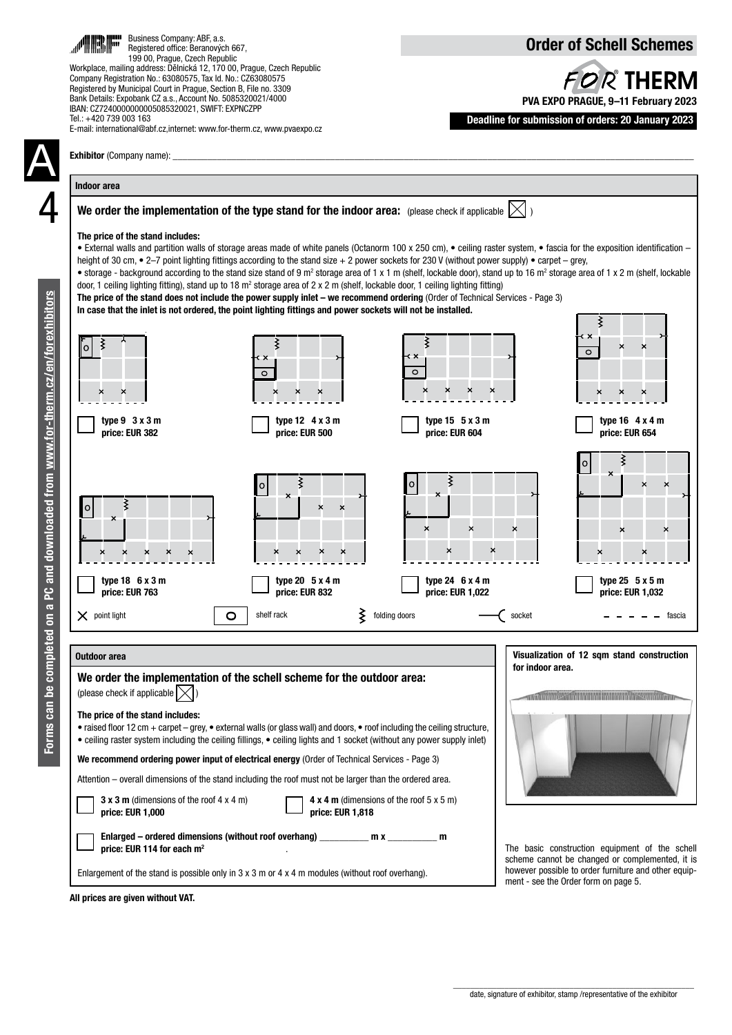Business Company: ABF, a.s.
Registered office: Beranových 667,
199 00, Prague, Czech Republic
Workplace, mailing address: Dělnická 12, 170 00, Prague, Czech Republic
Company Registration No.: 63080575, Tax Id. No.: CZ63080575
Registered by Municipal Court in Prague, Section B, File no. 3309
Bank Details: Expobank CZ a.s., Account No. 5085320021/4000
IBAN: CZ7240000000005085320021, SWIFT: EXPNCZPP
Tel.: +420 739 003 163
E-mail: international@abf.cz,internet: www.for-therm.cz, www.pvaexpo.cz

# Order of Schell Schemes

**FOR THERM**
**PVA EXPO PRAGUE, 9–11 February 2023**
**Deadline for submission of orders: 20 January 2023**

A 4

**Exhibitor** (Company name): ____________________

## Indoor area

### We order the implementation of the type stand for the indoor area: (please check if applicable ☒)

**The price of the stand includes:**

• External walls and partition walls of storage areas made of white panels (Octanorm 100 x 250 cm), • ceiling raster system, • fascia for the exposition identification – height of 30 cm, • 2–7 point lighting fittings according to the stand size + 2 power sockets for 230 V (without power supply) • carpet – grey,
• storage - background according to the stand size stand of 9 m² storage area of 1 x 1 m (shelf, lockable door), stand up to 16 m² storage area of 1 x 2 m (shelf, lockable door, 1 ceiling lighting fitting), stand up to 18 m² storage area of 2 x 2 m (shelf, lockable door, 1 ceiling lighting fitting)

**The price of the stand does not include the power supply inlet – we recommend ordering** (Order of Technical Services - Page 3)
**In case that the inlet is not ordered, the point lighting fittings and power sockets will not be installed.**

☐ **type 9 3 x 3 m price: EUR 382**
☐ **type 12 4 x 3 m price: EUR 500**
☐ **type 15 5 x 3 m price: EUR 604**
☐ **type 16 4 x 4 m price: EUR 654**
☐ **type 18 6 x 3 m price: EUR 763**
☐ **type 20 5 x 4 m price: EUR 832**
☐ **type 24 6 x 4 m price: EUR 1,022**
☐ **type 25 5 x 5 m price: EUR 1,032**

× point light    O shelf rack    ≷ folding doors    —( socket    - - - - fascia

## Outdoor area

### We order the implementation of the schell scheme for the outdoor area:
(please check if applicable ☒)

**The price of the stand includes:**

• raised floor 12 cm + carpet – grey, • external walls (or glass wall) and doors, • roof including the ceiling structure,
• ceiling raster system including the ceiling fillings, • ceiling lights and 1 socket (without any power supply inlet)

**We recommend ordering power input of electrical energy** (Order of Technical Services - Page 3)

Attention – overall dimensions of the stand including the roof must not be larger than the ordered area.

☐ **3 x 3 m** (dimensions of the roof 4 x 4 m) **price: EUR 1,000**
☐ **4 x 4 m** (dimensions of the roof 5 x 5 m) **price: EUR 1,818**

☐ **Enlarged – ordered dimensions (without roof overhang) __________ m x __________ m**
**price: EUR 114 for each m²**

Enlargement of the stand is possible only in 3 x 3 m or 4 x 4 m modules (without roof overhang).

**Visualization of 12 sqm stand construction for indoor area.**

The basic construction equipment of the schell scheme cannot be changed or complemented, it is however possible to order furniture and other equipment - see the Order form on page 5.

**All prices are given without VAT.**

Forms can be completed on a PC and downloaded from www.for-therm.cz/en/forexhibitors

____________________
date, signature of exhibitor, stamp /representative of the exhibitor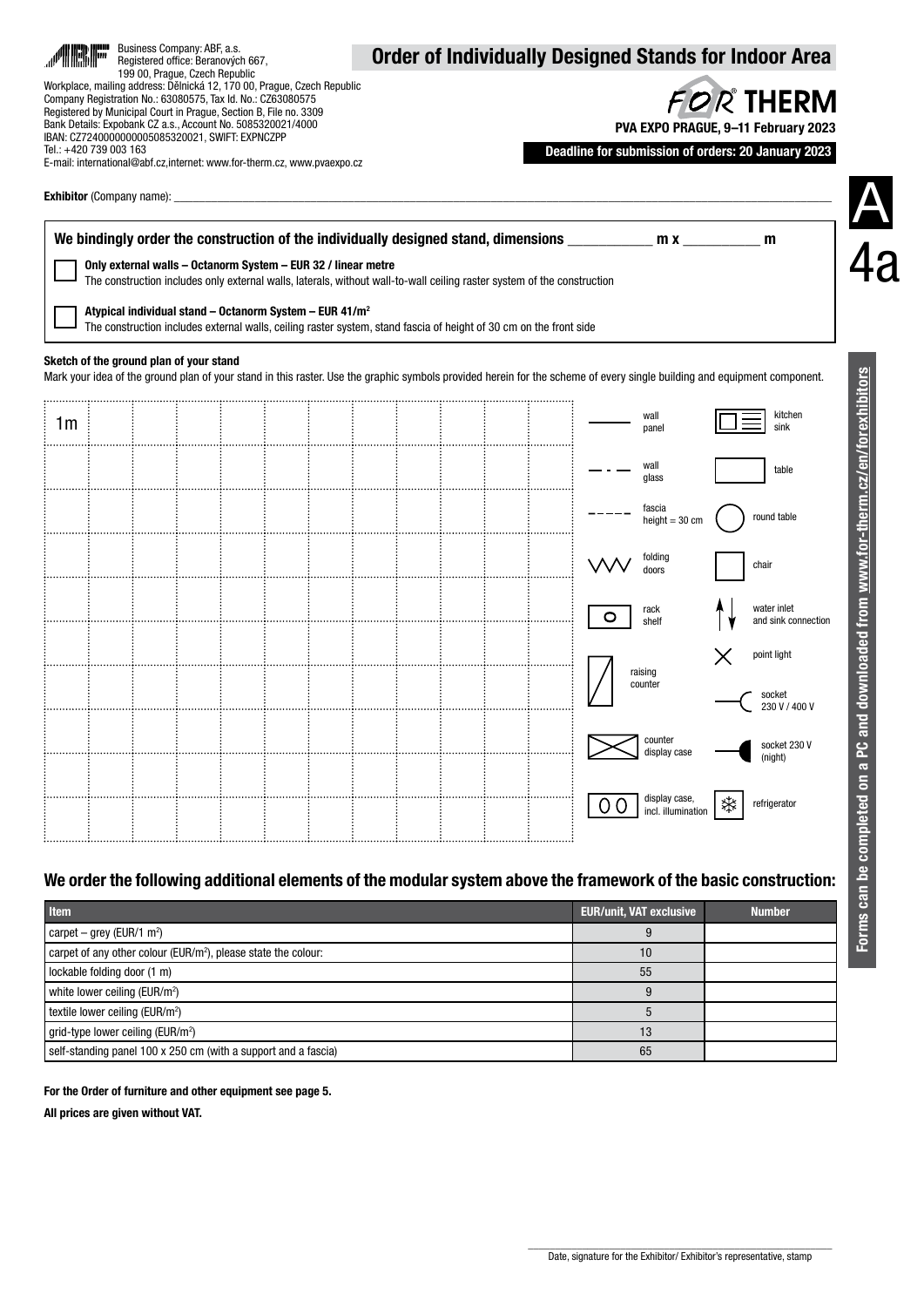Business Company: ABF, a.s.
Registered office: Beranových 667, 199 00, Prague, Czech Republic
Workplace, mailing address: Dělnická 12, 170 00, Prague, Czech Republic
Company Registration No.: 63080575, Tax Id. No.: CZ63080575
Registered by Municipal Court in Prague, Section B, File no. 3309
Bank Details: Expobank CZ a.s., Account No. 5085320021/4000
IBAN: CZ7240000000005085320021, SWIFT: EXPNCZPP
Tel.: +420 739 003 163
E-mail: international@abf.cz, internet: www.for-therm.cz, www.pvaexpo.cz

# Order of Individually Designed Stands for Indoor Area

**FOR THERM**
**PVA EXPO PRAGUE, 9–11 February 2023**

**Deadline for submission of orders: 20 January 2023**

A 4a

**Exhibitor** (Company name): ____________________

**We bindingly order the construction of the individually designed stand, dimensions ________ m x ________ m**

☐ **Only external walls – Octanorm System – EUR 32 / linear metre**
The construction includes only external walls, laterals, without wall-to-wall ceiling raster system of the construction

☐ **Atypical individual stand – Octanorm System – EUR 41/m²**
The construction includes external walls, ceiling raster system, stand fascia of height of 30 cm on the front side

**Sketch of the ground plan of your stand**
Mark your idea of the ground plan of your stand in this raster. Use the graphic symbols provided herein for the scheme of every single building and equipment component.

1m

Legend: wall panel; wall glass; fascia height = 30 cm; folding doors; rack shelf; raising counter; counter display case; display case, incl. illumination; kitchen sink; table; round table; chair; water inlet and sink connection; point light; socket 230 V / 400 V; socket 230 V (night); refrigerator

## We order the following additional elements of the modular system above the framework of the basic construction:

| Item | EUR/unit, VAT exclusive | Number |
|---|---|---|
| carpet – grey (EUR/1 m²) | 9 | |
| carpet of any other colour (EUR/m²), please state the colour: | 10 | |
| lockable folding door (1 m) | 55 | |
| white lower ceiling (EUR/m²) | 9 | |
| textile lower ceiling (EUR/m²) | 5 | |
| grid-type lower ceiling (EUR/m²) | 13 | |
| self-standing panel 100 x 250 cm (with a support and a fascia) | 65 | |

**For the Order of furniture and other equipment see page 5.**

**All prices are given without VAT.**

Forms can be completed on a PC and downloaded from www.for-therm.cz/en/forexhibitors

____________________
Date, signature for the Exhibitor/ Exhibitor's representative, stamp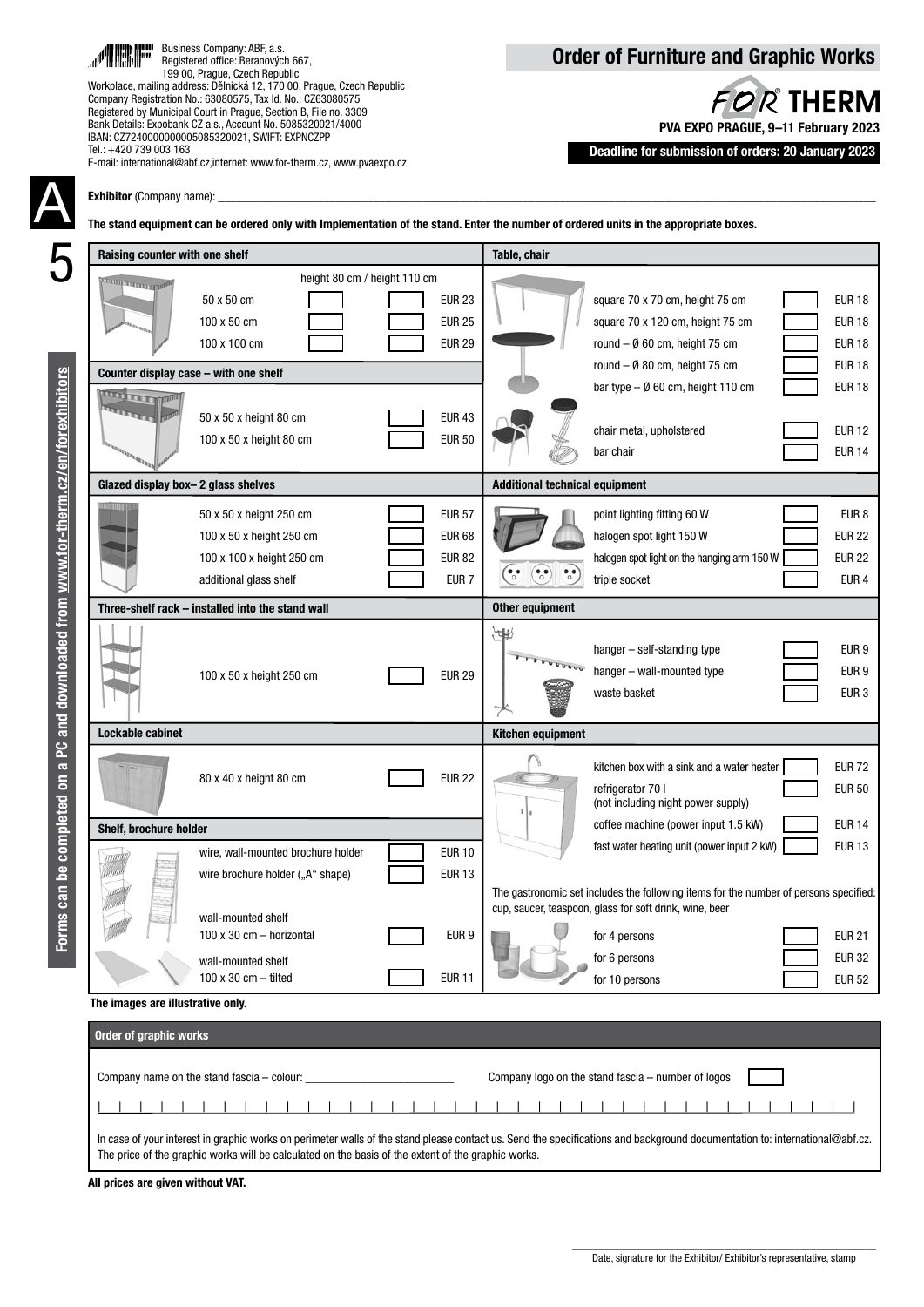Business Company: ABF, a.s.
Registered office: Beranových 667, 199 00, Prague, Czech Republic
Workplace, mailing address: Dělnická 12, 170 00, Prague, Czech Republic
Company Registration No.: 63080575, Tax Id. No.: CZ63080575
Registered by Municipal Court in Prague, Section B, File no. 3309
Bank Details: Expobank CZ a.s., Account No. 5085320021/4000
IBAN: CZ7240000000005085320021, SWIFT: EXPNCZPP
Tel.: +420 739 003 163
E-mail: international@abf.cz,internet: www.for-therm.cz, www.pvaexpo.cz

# Order of Furniture and Graphic Works

**FOR THERM**
**PVA EXPO PRAGUE, 9–11 February 2023**

**Deadline for submission of orders: 20 January 2023**

A 5

**Exhibitor** (Company name): ___________________________________________

**The stand equipment can be ordered only with Implementation of the stand. Enter the number of ordered units in the appropriate boxes.**

### Raising counter with one shelf

| | height 80 cm | height 110 cm | |
|---|---|---|---|
| 50 x 50 cm | ☐ | ☐ | EUR 23 |
| 100 x 50 cm | ☐ | ☐ | EUR 25 |
| 100 x 100 cm | ☐ | ☐ | EUR 29 |

### Counter display case – with one shelf

| | | |
|---|---|---|
| 50 x 50 x height 80 cm | ☐ | EUR 43 |
| 100 x 50 x height 80 cm | ☐ | EUR 50 |

### Glazed display box– 2 glass shelves

| | | |
|---|---|---|
| 50 x 50 x height 250 cm | ☐ | EUR 57 |
| 100 x 50 x height 250 cm | ☐ | EUR 68 |
| 100 x 100 x height 250 cm | ☐ | EUR 82 |
| additional glass shelf | ☐ | EUR 7 |

### Three-shelf rack – installed into the stand wall

| | | |
|---|---|---|
| 100 x 50 x height 250 cm | ☐ | EUR 29 |

### Lockable cabinet

| | | |
|---|---|---|
| 80 x 40 x height 80 cm | ☐ | EUR 22 |

### Shelf, brochure holder

| | | |
|---|---|---|
| wire, wall-mounted brochure holder | ☐ | EUR 10 |
| wire brochure holder („A“ shape) | ☐ | EUR 13 |
| wall-mounted shelf 100 x 30 cm – horizontal | ☐ | EUR 9 |
| wall-mounted shelf 100 x 30 cm – tilted | ☐ | EUR 11 |

### Table, chair

| | | |
|---|---|---|
| square 70 x 70 cm, height 75 cm | ☐ | EUR 18 |
| square 70 x 120 cm, height 75 cm | ☐ | EUR 18 |
| round – Ø 60 cm, height 75 cm | ☐ | EUR 18 |
| round – Ø 80 cm, height 75 cm | ☐ | EUR 18 |
| bar type – Ø 60 cm, height 110 cm | ☐ | EUR 18 |
| chair metal, upholstered | ☐ | EUR 12 |
| bar chair | ☐ | EUR 14 |

### Additional technical equipment

| | | |
|---|---|---|
| point lighting fitting 60 W | ☐ | EUR 8 |
| halogen spot light 150 W | ☐ | EUR 22 |
| halogen spot light on the hanging arm 150 W | ☐ | EUR 22 |
| triple socket | ☐ | EUR 4 |

### Other equipment

| | | |
|---|---|---|
| hanger – self-standing type | ☐ | EUR 9 |
| hanger – wall-mounted type | ☐ | EUR 9 |
| waste basket | ☐ | EUR 3 |

### Kitchen equipment

| | | |
|---|---|---|
| kitchen box with a sink and a water heater | ☐ | EUR 72 |
| refrigerator 70 l (not including night power supply) | ☐ | EUR 50 |
| coffee machine (power input 1.5 kW) | ☐ | EUR 14 |
| fast water heating unit (power input 2 kW) | ☐ | EUR 13 |

The gastronomic set includes the following items for the number of persons specified: cup, saucer, teaspoon, glass for soft drink, wine, beer

| | | |
|---|---|---|
| for 4 persons | ☐ | EUR 21 |
| for 6 persons | ☐ | EUR 32 |
| for 10 persons | ☐ | EUR 52 |

**The images are illustrative only.**

### Order of graphic works

Company name on the stand fascia – colour: ____________________ Company logo on the stand fascia – number of logos ☐

|_|_|_|_|_|_|_|_|_|_|_|_|_|_|_|_|_|_|_|_|_|_|_|_|_|_|_|_|_|_|_|_|_|_|_|_|_|_|

In case of your interest in graphic works on perimeter walls of the stand please contact us. Send the specifications and background documentation to: international@abf.cz. The price of the graphic works will be calculated on the basis of the extent of the graphic works.

**All prices are given without VAT.**

Forms can be completed on a PC and downloaded from www.for-therm.cz/en/forexhibitors

Date, signature for the Exhibitor/ Exhibitor's representative, stamp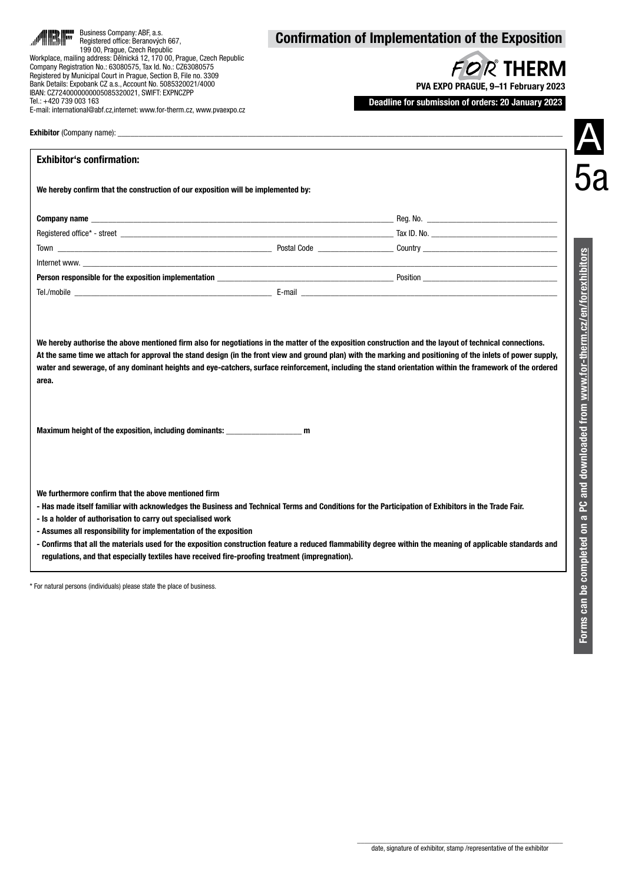Business Company: ABF, a.s.
Registered office: Beranových 667, 199 00, Prague, Czech Republic
Workplace, mailing address: Dělnická 12, 170 00, Prague, Czech Republic
Company Registration No.: 63080575, Tax Id. No.: CZ63080575
Registered by Municipal Court in Prague, Section B, File no. 3309
Bank Details: Expobank CZ a.s., Account No. 5085320021/4000
IBAN: CZ7240000000005085320021, SWIFT: EXPNCZPP
Tel.: +420 739 003 163
E-mail: international@abf.cz,internet: www.for-therm.cz, www.pvaexpo.cz

# Confirmation of Implementation of the Exposition

**FOR THERM**

**PVA EXPO PRAGUE, 9–11 February 2023**

**Deadline for submission of orders: 20 January 2023**

A 5a

**Exhibitor** (Company name): ______________________________

## Exhibitor's confirmation:

**We hereby confirm that the construction of our exposition will be implemented by:**

**Company name** ______________________________ Reg. No. ______________________________

Registered office* - street ______________________________ Tax ID. No. ______________________________

Town ______________________________ Postal Code ______________ Country ______________________________

Internet www. ______________________________

**Person responsible for the exposition implementation** ______________________________ Position ______________________________

Tel./mobile ______________________________ E-mail ______________________________

**We hereby authorise the above mentioned firm also for negotiations in the matter of the exposition construction and the layout of technical connections. At the same time we attach for approval the stand design (in the front view and ground plan) with the marking and positioning of the inlets of power supply, water and sewerage, of any dominant heights and eye-catchers, surface reinforcement, including the stand orientation within the framework of the ordered area.**

**Maximum height of the exposition, including dominants: ______________ m**

**We furthermore confirm that the above mentioned firm**

- **Has made itself familiar with acknowledges the Business and Technical Terms and Conditions for the Participation of Exhibitors in the Trade Fair.**
- **Is a holder of authorisation to carry out specialised work**
- **Assumes all responsibility for implementation of the exposition**
- **Confirms that all the materials used for the exposition construction feature a reduced flammability degree within the meaning of applicable standards and regulations, and that especially textiles have received fire-proofing treatment (impregnation).**

\* For natural persons (individuals) please state the place of business.

**Forms can be completed on a PC and downloaded from www.for-therm.cz/en/forexhibitors**

______________________________
date, signature of exhibitor, stamp /representative of the exhibitor